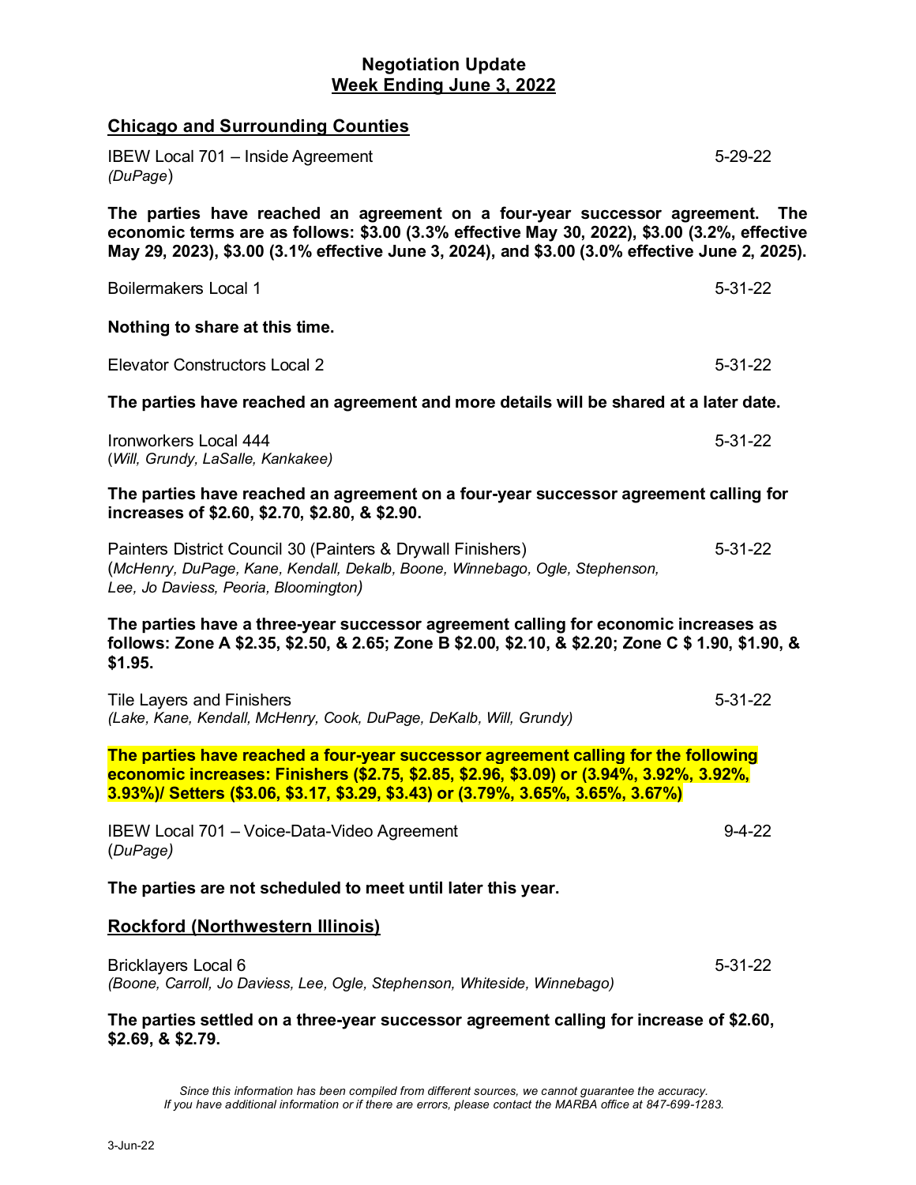## Negotiation Update
## Week Ending June 3, 2022

### Chicago and Surrounding Counties

IBEW Local 701 – Inside Agreement — 5-29-22
*(DuPage)*

**The parties have reached an agreement on a four-year successor agreement. The economic terms are as follows: $3.00 (3.3% effective May 30, 2022), $3.00 (3.2%, effective May 29, 2023), $3.00 (3.1% effective June 3, 2024), and $3.00 (3.0% effective June 2, 2025).**

Boilermakers Local 1 — 5-31-22

**Nothing to share at this time.**

Elevator Constructors Local 2 — 5-31-22

**The parties have reached an agreement and more details will be shared at a later date.**

Ironworkers Local 444 — 5-31-22
(*Will, Grundy, LaSalle, Kankakee)*

**The parties have reached an agreement on a four-year successor agreement calling for increases of $2.60, $2.70, $2.80, & $2.90.**

Painters District Council 30 (Painters & Drywall Finishers) — 5-31-22
(*McHenry, DuPage, Kane, Kendall, Dekalb, Boone, Winnebago, Ogle, Stephenson, Lee, Jo Daviess, Peoria, Bloomington)*

**The parties have a three-year successor agreement calling for economic increases as follows: Zone A $2.35, $2.50, & 2.65; Zone B $2.00, $2.10, & $2.20; Zone C $ 1.90, $1.90, & $1.95.**

Tile Layers and Finishers — 5-31-22
*(Lake, Kane, Kendall, McHenry, Cook, DuPage, DeKalb, Will, Grundy)*

**The parties have reached a four-year successor agreement calling for the following economic increases: Finishers ($2.75, $2.85, $2.96, $3.09) or (3.94%, 3.92%, 3.92%, 3.93%)/ Setters ($3.06, $3.17, $3.29, $3.43) or (3.79%, 3.65%, 3.65%, 3.67%)**

IBEW Local 701 – Voice-Data-Video Agreement — 9-4-22
(*DuPage)*

**The parties are not scheduled to meet until later this year.**

### Rockford (Northwestern Illinois)

Bricklayers Local 6 — 5-31-22
*(Boone, Carroll, Jo Daviess, Lee, Ogle, Stephenson, Whiteside, Winnebago)*

**The parties settled on a three-year successor agreement calling for increase of $2.60, $2.69, & $2.79.**

*Since this information has been compiled from different sources, we cannot guarantee the accuracy. If you have additional information or if there are errors, please contact the MARBA office at 847-699-1283.*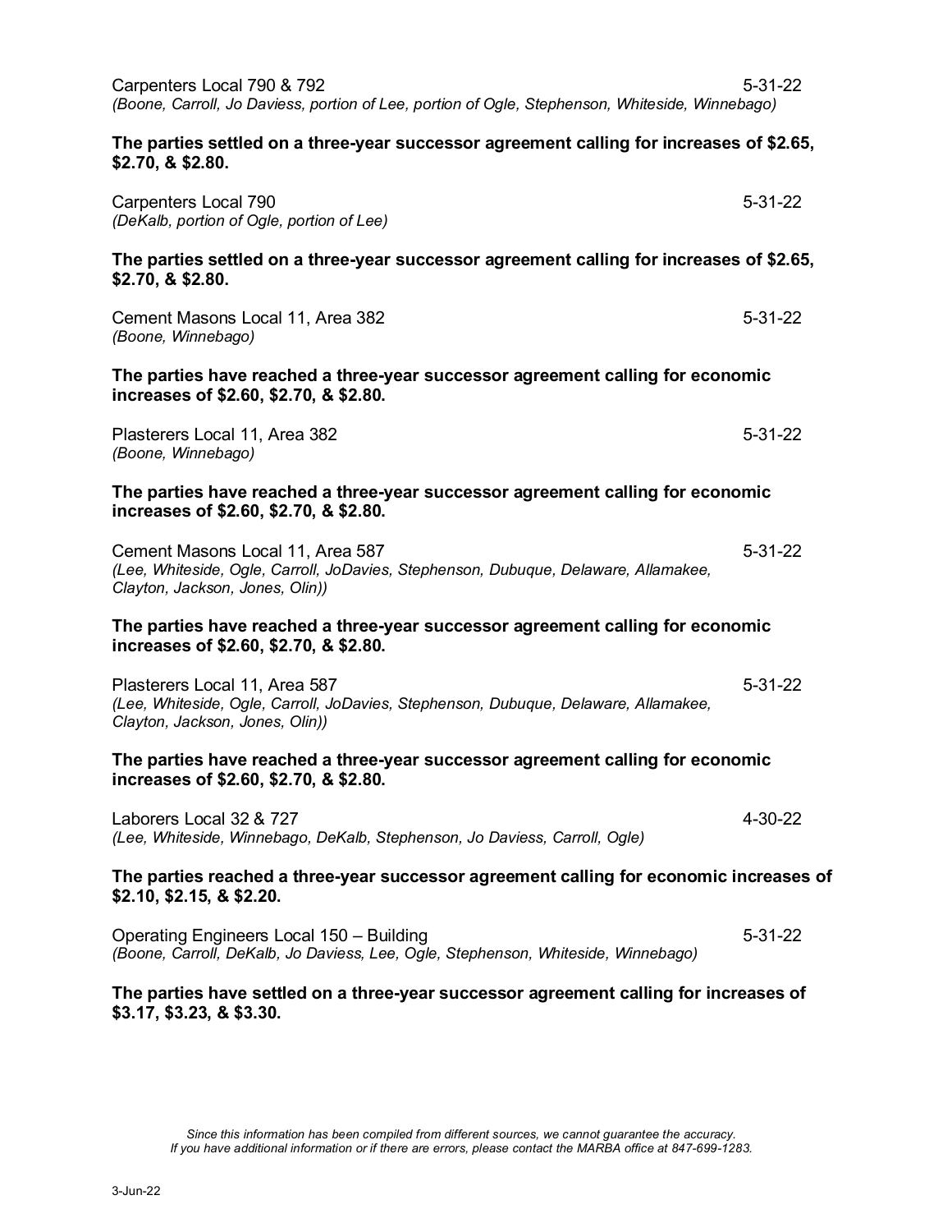Carpenters Local 790 & 792 5-31-22
*(Boone, Carroll, Jo Daviess, portion of Lee, portion of Ogle, Stephenson, Whiteside, Winnebago)*

**The parties settled on a three-year successor agreement calling for increases of $2.65, $2.70, & $2.80.**

Carpenters Local 790 5-31-22
*(DeKalb, portion of Ogle, portion of Lee)*

**The parties settled on a three-year successor agreement calling for increases of $2.65, $2.70, & $2.80.**

Cement Masons Local 11, Area 382 5-31-22
*(Boone, Winnebago)*

**The parties have reached a three-year successor agreement calling for economic increases of $2.60, $2.70, & $2.80.**

Plasterers Local 11, Area 382 5-31-22
*(Boone, Winnebago)*

**The parties have reached a three-year successor agreement calling for economic increases of $2.60, $2.70, & $2.80.**

Cement Masons Local 11, Area 587 5-31-22
*(Lee, Whiteside, Ogle, Carroll, JoDavies, Stephenson, Dubuque, Delaware, Allamakee, Clayton, Jackson, Jones, Olin))*

**The parties have reached a three-year successor agreement calling for economic increases of $2.60, $2.70, & $2.80.**

Plasterers Local 11, Area 587 5-31-22
*(Lee, Whiteside, Ogle, Carroll, JoDavies, Stephenson, Dubuque, Delaware, Allamakee, Clayton, Jackson, Jones, Olin))*

**The parties have reached a three-year successor agreement calling for economic increases of $2.60, $2.70, & $2.80.**

Laborers Local 32 & 727 4-30-22
*(Lee, Whiteside, Winnebago, DeKalb, Stephenson, Jo Daviess, Carroll, Ogle)*

**The parties reached a three-year successor agreement calling for economic increases of $2.10, $2.15, & $2.20.**

Operating Engineers Local 150 – Building 5-31-22
*(Boone, Carroll, DeKalb, Jo Daviess, Lee, Ogle, Stephenson, Whiteside, Winnebago)*

**The parties have settled on a three-year successor agreement calling for increases of $3.17, $3.23, & $3.30.**

*Since this information has been compiled from different sources, we cannot guarantee the accuracy. If you have additional information or if there are errors, please contact the MARBA office at 847-699-1283.*

3-Jun-22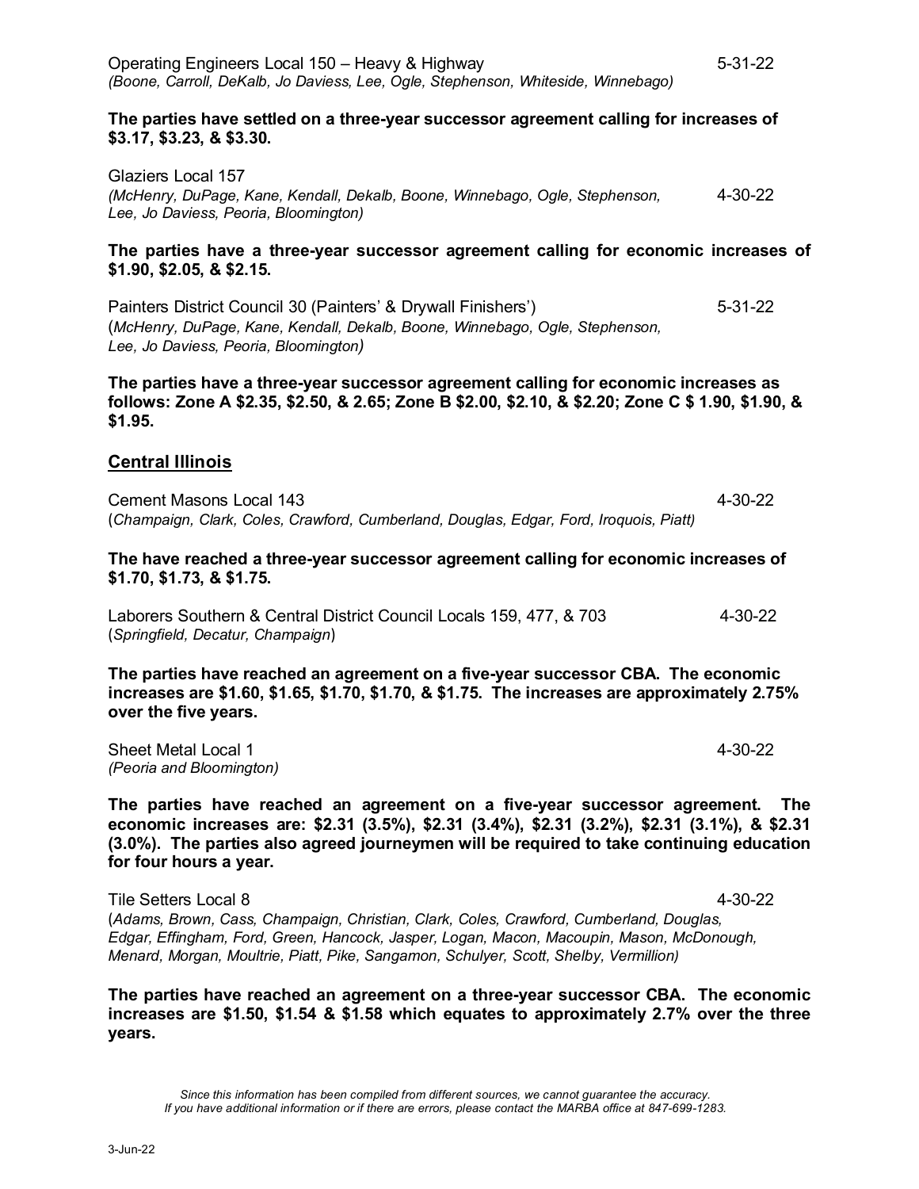Operating Engineers Local 150 – Heavy & Highway 5-31-22
*(Boone, Carroll, DeKalb, Jo Daviess, Lee, Ogle, Stephenson, Whiteside, Winnebago)*

**The parties have settled on a three-year successor agreement calling for increases of $3.17, $3.23, & $3.30.**

Glaziers Local 157
*(McHenry, DuPage, Kane, Kendall, Dekalb, Boone, Winnebago, Ogle, Stephenson, Lee, Jo Daviess, Peoria, Bloomington)* 4-30-22

**The parties have a three-year successor agreement calling for economic increases of $1.90, $2.05, & $2.15.**

Painters District Council 30 (Painters' & Drywall Finishers') 5-31-22
(*McHenry, DuPage, Kane, Kendall, Dekalb, Boone, Winnebago, Ogle, Stephenson, Lee, Jo Daviess, Peoria, Bloomington)*

**The parties have a three-year successor agreement calling for economic increases as follows: Zone A $2.35, $2.50, & 2.65; Zone B $2.00, $2.10, & $2.20; Zone C $ 1.90, $1.90, & $1.95.**

## Central Illinois

Cement Masons Local 143 4-30-22
(*Champaign, Clark, Coles, Crawford, Cumberland, Douglas, Edgar, Ford, Iroquois, Piatt)*

**The have reached a three-year successor agreement calling for economic increases of $1.70, $1.73, & $1.75.**

Laborers Southern & Central District Council Locals 159, 477, & 703 4-30-22
(*Springfield, Decatur, Champaign*)

**The parties have reached an agreement on a five-year successor CBA. The economic increases are $1.60, $1.65, $1.70, $1.70, & $1.75. The increases are approximately 2.75% over the five years.**

Sheet Metal Local 1 4-30-22
*(Peoria and Bloomington)*

**The parties have reached an agreement on a five-year successor agreement. The economic increases are: $2.31 (3.5%), $2.31 (3.4%), $2.31 (3.2%), $2.31 (3.1%), & $2.31 (3.0%). The parties also agreed journeymen will be required to take continuing education for four hours a year.**

Tile Setters Local 8 4-30-22
(*Adams, Brown, Cass, Champaign, Christian, Clark, Coles, Crawford, Cumberland, Douglas, Edgar, Effingham, Ford, Green, Hancock, Jasper, Logan, Macon, Macoupin, Mason, McDonough, Menard, Morgan, Moultrie, Piatt, Pike, Sangamon, Schulyer, Scott, Shelby, Vermillion)*

**The parties have reached an agreement on a three-year successor CBA. The economic increases are $1.50, $1.54 & $1.58 which equates to approximately 2.7% over the three years.**

*Since this information has been compiled from different sources, we cannot guarantee the accuracy.*
*If you have additional information or if there are errors, please contact the MARBA office at 847-699-1283.*

3-Jun-22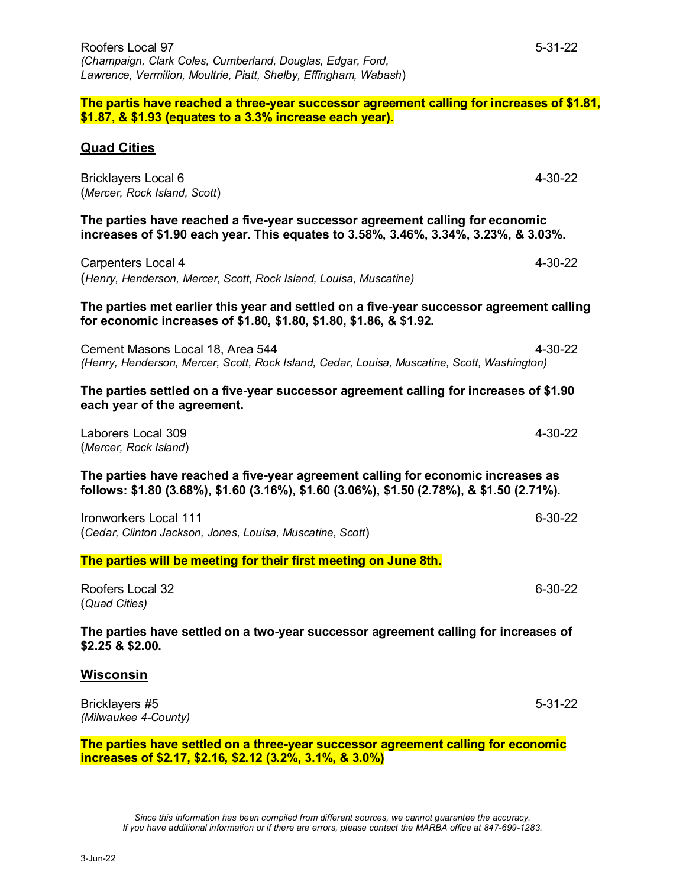Roofers Local 97 5-31-22
*(Champaign, Clark Coles, Cumberland, Douglas, Edgar, Ford, Lawrence, Vermilion, Moultrie, Piatt, Shelby, Effingham, Wabash)*

**The partis have reached a three-year successor agreement calling for increases of $1.81, $1.87, & $1.93 (equates to a 3.3% increase each year).**

## Quad Cities

Bricklayers Local 6 4-30-22
(*Mercer, Rock Island, Scott*)

**The parties have reached a five-year successor agreement calling for economic increases of $1.90 each year. This equates to 3.58%, 3.46%, 3.34%, 3.23%, & 3.03%.**

Carpenters Local 4 4-30-22
(*Henry, Henderson, Mercer, Scott, Rock Island, Louisa, Muscatine)*

**The parties met earlier this year and settled on a five-year successor agreement calling for economic increases of $1.80, $1.80, $1.80, $1.86, & $1.92.**

Cement Masons Local 18, Area 544 4-30-22
*(Henry, Henderson, Mercer, Scott, Rock Island, Cedar, Louisa, Muscatine, Scott, Washington)*

**The parties settled on a five-year successor agreement calling for increases of $1.90 each year of the agreement.**

Laborers Local 309 4-30-22
(*Mercer, Rock Island*)

**The parties have reached a five-year agreement calling for economic increases as follows: $1.80 (3.68%), $1.60 (3.16%), $1.60 (3.06%), $1.50 (2.78%), & $1.50 (2.71%).**

Ironworkers Local 111 6-30-22
(*Cedar, Clinton Jackson, Jones, Louisa, Muscatine, Scott*)

**The parties will be meeting for their first meeting on June 8th.**

Roofers Local 32 6-30-22
(*Quad Cities)*

**The parties have settled on a two-year successor agreement calling for increases of $2.25 & $2.00.**

## Wisconsin

Bricklayers #5 5-31-22
*(Milwaukee 4-County)*

**The parties have settled on a three-year successor agreement calling for economic increases of $2.17, $2.16, $2.12 (3.2%, 3.1%, & 3.0%)**

*Since this information has been compiled from different sources, we cannot guarantee the accuracy.*
*If you have additional information or if there are errors, please contact the MARBA office at 847-699-1283.*

3-Jun-22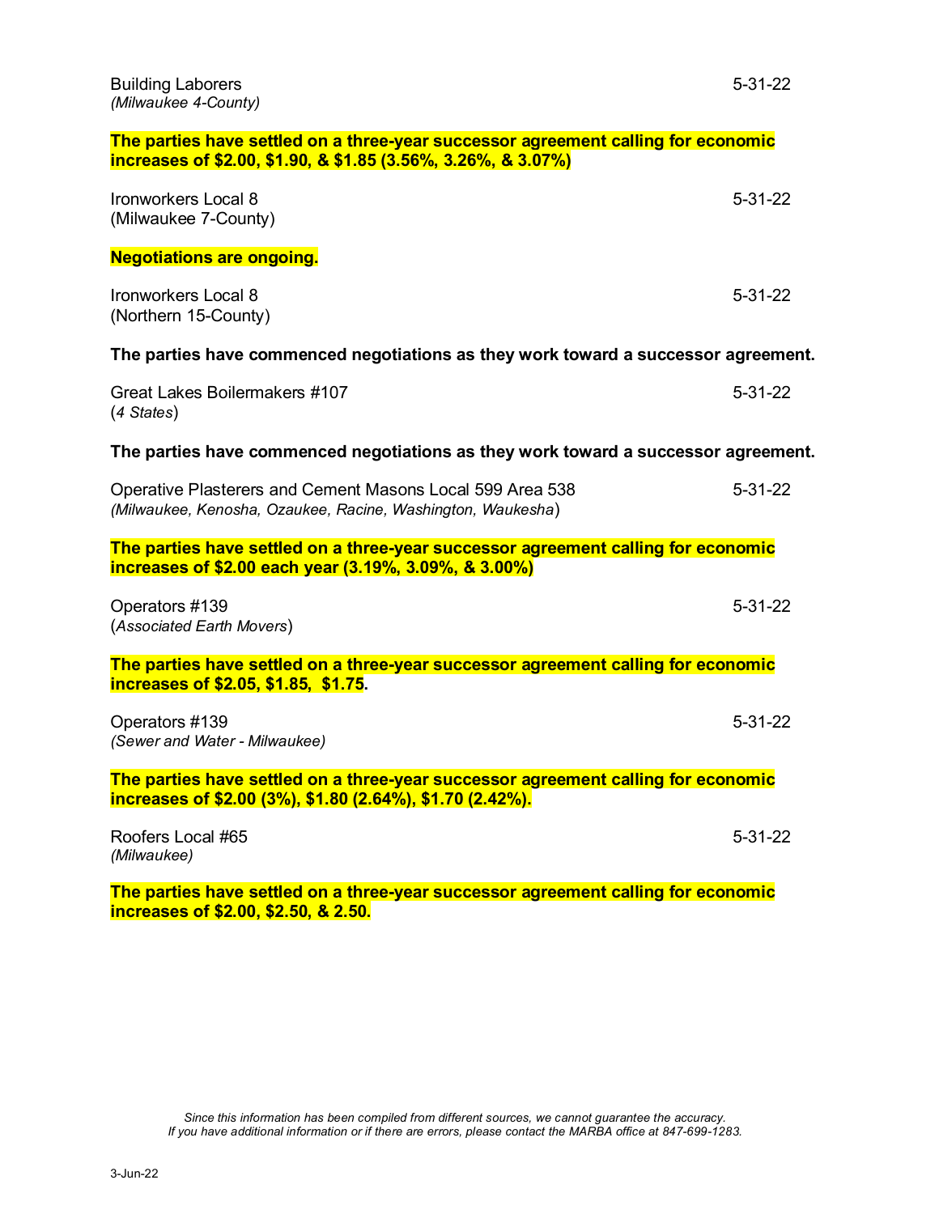Building Laborers  
*(Milwaukee 4-County)* — 5-31-22

**The parties have settled on a three-year successor agreement calling for economic increases of $2.00, $1.90, & $1.85 (3.56%, 3.26%, & 3.07%)**

Ironworkers Local 8  
(Milwaukee 7-County) — 5-31-22

**Negotiations are ongoing.**

Ironworkers Local 8  
(Northern 15-County) — 5-31-22

**The parties have commenced negotiations as they work toward a successor agreement.**

Great Lakes Boilermakers #107  
(*4 States*) — 5-31-22

**The parties have commenced negotiations as they work toward a successor agreement.**

Operative Plasterers and Cement Masons Local 599 Area 538  
*(Milwaukee, Kenosha, Ozaukee, Racine, Washington, Waukesha)* — 5-31-22

**The parties have settled on a three-year successor agreement calling for economic increases of $2.00 each year (3.19%, 3.09%, & 3.00%)**

Operators #139  
(*Associated Earth Movers*) — 5-31-22

**The parties have settled on a three-year successor agreement calling for economic increases of $2.05, $1.85, $1.75.**

Operators #139  
*(Sewer and Water - Milwaukee)* — 5-31-22

**The parties have settled on a three-year successor agreement calling for economic increases of $2.00 (3%), $1.80 (2.64%), $1.70 (2.42%).**

Roofers Local #65  
*(Milwaukee)* — 5-31-22

**The parties have settled on a three-year successor agreement calling for economic increases of $2.00, $2.50, & 2.50.**

*Since this information has been compiled from different sources, we cannot guarantee the accuracy.*  
*If you have additional information or if there are errors, please contact the MARBA office at 847-699-1283.*

3-Jun-22